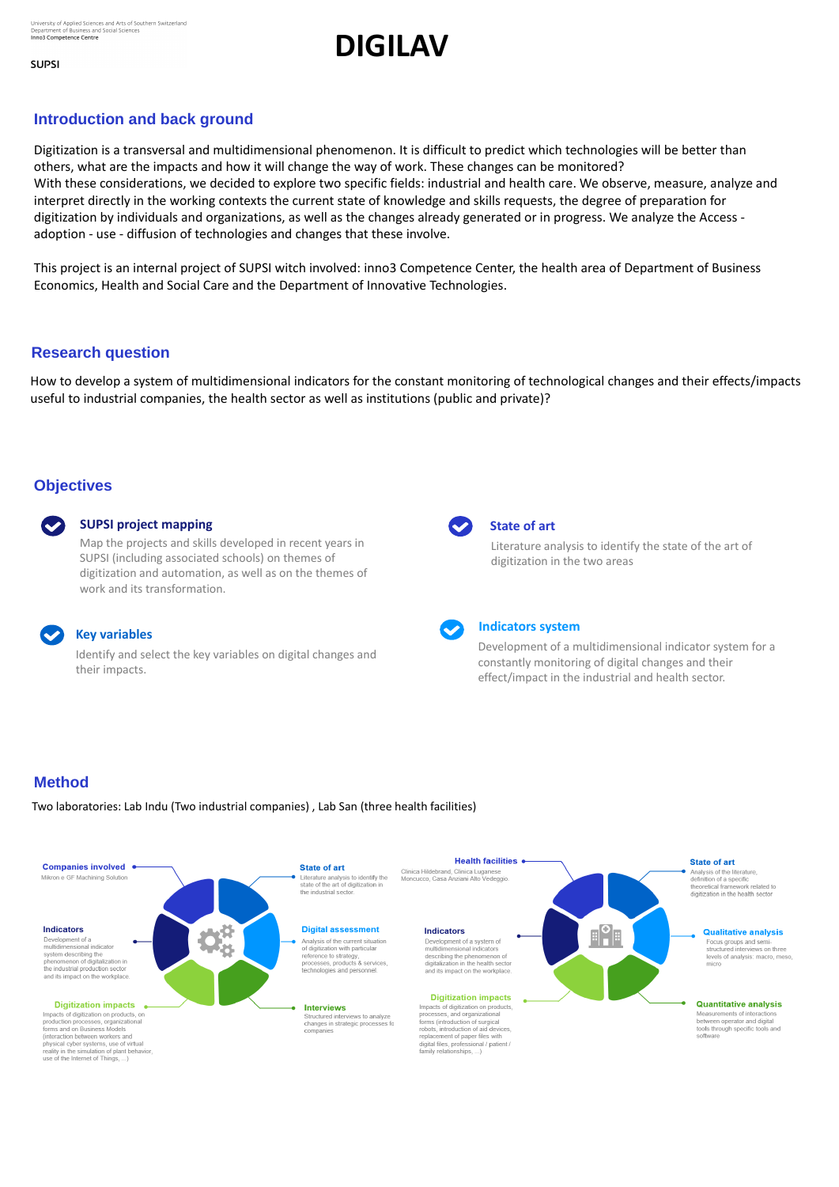University of Applied Sciences and Arts of Southern Switzerland
Department of Business and Social Sciences
Inno3 Competence Centre

SUPSI

# DIGILAV

## Introduction and back ground

Digitization is a transversal and multidimensional phenomenon. It is difficult to predict which technologies will be better than others, what are the impacts and how it will change the way of work. These changes can be monitored?
With these considerations, we decided to explore two specific fields: industrial and health care. We observe, measure, analyze and interpret directly in the working contexts the current state of knowledge and skills requests, the degree of preparation for digitization by individuals and organizations, as well as the changes already generated or in progress. We analyze the Access - adoption - use - diffusion of technologies and changes that these involve.

This project is an internal project of SUPSI witch involved: inno3 Competence Center, the health area of Department of Business Economics, Health and Social Care and the Department of Innovative Technologies.

## Research question

How to develop a system of multidimensional indicators for the constant monitoring of technological changes and their effects/impacts useful to industrial companies, the health sector as well as institutions (public and private)?

## Objectives

### SUPSI project mapping

Map the projects and skills developed in recent years in SUPSI (including associated schools) on themes of digitization and automation, as well as on the themes of work and its transformation.

### State of art

Literature analysis to identify the state of the art of digitization in the two areas

### Key variables

Identify and select the key variables on digital changes and their impacts.

### Indicators system

Development of a multidimensional indicator system for a constantly monitoring of digital changes and their effect/impact in the industrial and health sector.

## Method

Two laboratories: Lab Indu (Two industrial companies) , Lab San (three health facilities)

**Companies involved**
Mikron e GF Machining Solution

**State of art**
Literature analysis to identify the state of the art of digitization in the industrial sector.

**Indicators**
Development of a multidimensional indicator system describing the phenomenon of digitalization in the industrial production sector and its impact on the workplace.

**Digital assessment**
Analysis of the current situation of digitization with particular reference to strategy, processes, products & services, technologies and personnel.

**Digitization impacts**
Impacts of digitization on products, on production processes, organizational forms and on Business Models (interaction between workers and physical cyber systems, use of virtual reality in the simulation of plant behavior, use of the Internet of Things, ...)

**Interviews**
Structured interviews to analyze changes in strategic processes fo companies

**Health facilities**
Clinica Hildebrand, Clinica Luganese Moncucco, Casa Anziani Alto Vedeggio.

**State of art**
Analysis of the literature, definition of a specific theoretical framework related to digitization in the health sector

**Indicators**
Development of a system of multidimensional indicators describing the phenomenon of digitalization in the health sector and its impact on the workplace.

**Qualitative analysis**
Focus groups and semi-structured interviews on three levels of analysis: macro, meso, micro

**Digitization impacts**
Impacts of digitization on products, processes, and organizational forms (introduction of surgical robots, introduction of aid devices, replacement of paper files with digital files, professional / patient / family relationships, ...)

**Quantitative analysis**
Measurements of interactions between operator and digital tools through specific tools and software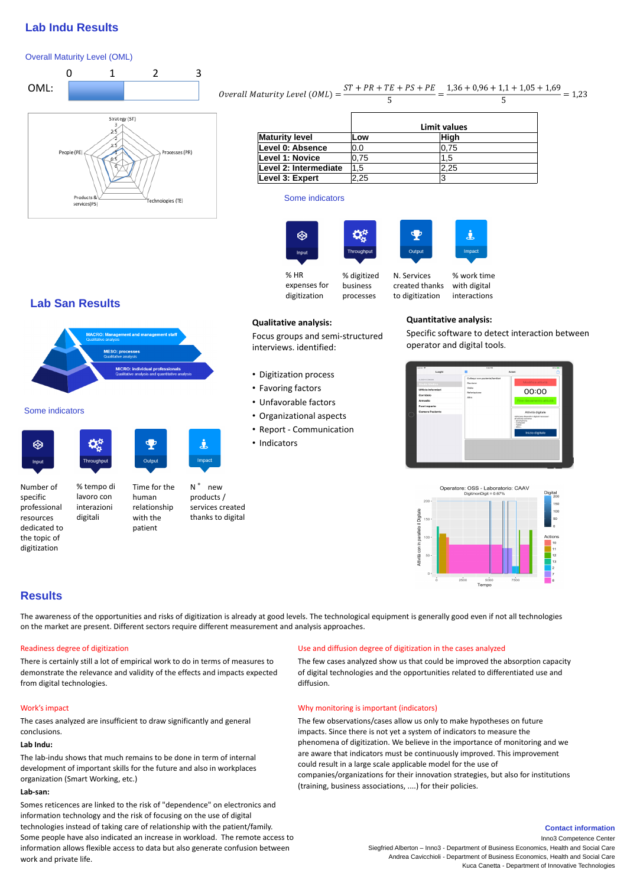# Lab Indu Results

## Overall Maturity Level (OML)

OML: 0 1 2 3

$$Overall\ Maturity\ Level\ (OML) = \frac{ST + PR + TE + PS + PE}{5} = \frac{1{,}36 + 0{,}96 + 1{,}1 + 1{,}05 + 1{,}69}{5} = 1{,}23$$

Strategy (ST)
3
2,5
2
1,5
1
0,5
0
People (PE)
Processes (PR)
Products & services (PS)
Technologies (TE)

| | Limit values | |
|---|---|---|
| **Maturity level** | **Low** | **High** |
| **Level 0: Absence** | 0.0 | 0,75 |
| **Level 1: Novice** | 0,75 | 1,5 |
| **Level 2: Intermediate** | 1,5 | 2,25 |
| **Level 3: Expert** | 2,25 | 3 |

### Some indicators

- Input: % HR expenses for digitization
- Throughput: % digitized business processes
- Output: N. Services created thanks to digitization
- Impact: % work time with digital interactions

# Lab San Results

MACRO: Management and management staff
Qualitative analysis

MESO: processes
Qualitative analysis

MICRO: individual professionals
Qualitative analysis and quantitative analysis

### Some indicators

- Input: Number of specific professional resources dedicated to the topic of digitization
- Throughput: % tempo di lavoro con interazioni digitali
- Output: Time for the human relationship with the patient
- Impact: N° new products / services created thanks to digital

**Qualitative analysis:**

Focus groups and semi-structured interviews. identified:

- Digitization process
- Favoring factors
- Unfavorable factors
- Organizational aspects
- Report - Communication
- Indicators

**Quantitative analysis:**

Specific software to detect interaction between operator and digital tools.

Operatore: OSS - Laboratorio: CAAV
Digit/nonDigit = 0.67%
Attività con in parallelo il Digitale
Tempo
Digital
Actions

# Results

The awareness of the opportunities and risks of digitization is already at good levels. The technological equipment is generally good even if not all technologies on the market are present. Different sectors require different measurement and analysis approaches.

### Readiness degree of digitization

There is certainly still a lot of empirical work to do in terms of measures to demonstrate the relevance and validity of the effects and impacts expected from digital technologies.

### Work's impact

The cases analyzed are insufficient to draw significantly and general conclusions.

**Lab Indu:**

The lab-indu shows that much remains to be done in term of internal development of important skills for the future and also in workplaces organization (Smart Working, etc.)

**Lab-san:**

Somes reticences are linked to the risk of "dependence" on electronics and information technology and the risk of focusing on the use of digital technologies instead of taking care of relationship with the patient/family. Some people have also indicated an increase in workload. The remote access to information allows flexible access to data but also generate confusion between work and private life.

### Use and diffusion degree of digitization in the cases analyzed

The few cases analyzed show us that could be improved the absorption capacity of digital technologies and the opportunities related to differentiated use and diffusion.

### Why monitoring is important (indicators)

The few observations/cases allow us only to make hypotheses on future impacts. Since there is not yet a system of indicators to measure the phenomena of digitization. We believe in the importance of monitoring and we are aware that indicators must be continuously improved. This improvement could result in a large scale applicable model for the use of companies/organizations for their innovation strategies, but also for institutions (training, business associations, ....) for their policies.

**Contact information**

Inno3 Competence Center
Siegfried Alberton – Inno3 - Department of Business Economics, Health and Social Care
Andrea Cavicchioli - Department of Business Economics, Health and Social Care
Kuca Canetta - Department of Innovative Technologies